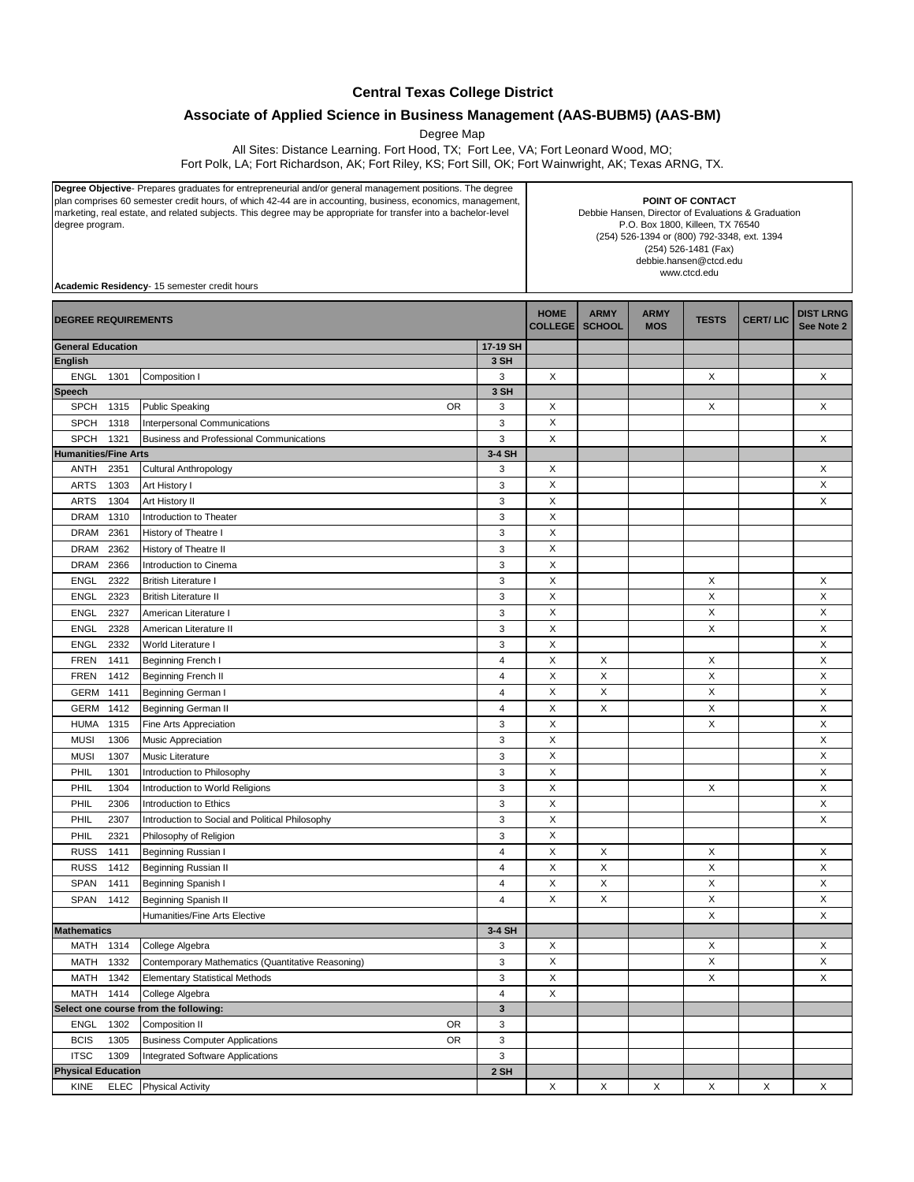# Central Texas College District

## Associate of Applied Science in Business Management (AAS-BUBM5) (AAS-BM)

Degree Map

All Sites: Distance Learning. Fort Hood, TX; Fort Lee, VA; Fort Leonard Wood, MO; Fort Polk, LA; Fort Richardson, AK; Fort Riley, KS; Fort Sill, OK; Fort Wainwright, AK; Texas ARNG, TX.

**Degree Objective**- Prepares graduates for entrepreneurial and/or general management positions. The degree plan comprises 60 semester credit hours, of which 42-44 are in accounting, business, economics, management, marketing, real estate, and related subjects. This degree may be appropriate for transfer into a bachelor-level degree program.

**Academic Residency**- 15 semester credit hours

**POINT OF CONTACT**
Debbie Hansen, Director of Evaluations & Graduation
P.O. Box 1800, Killeen, TX 76540
(254) 526-1394 or (800) 792-3348, ext. 1394
(254) 526-1481 (Fax)
debbie.hansen@ctcd.edu
www.ctcd.edu

| DEGREE REQUIREMENTS | | | | | HOME COLLEGE | ARMY SCHOOL | ARMY MOS | TESTS | CERT/ LIC | DIST LRNG See Note 2 |
|---|---|---|---|---|---|---|---|---|---|---|
| **General Education** | | | | 17-19 SH | | | | | | |
| **English** | | | | 3 SH | | | | | | |
| ENGL | 1301 | Composition I | | 3 | X | | | X | | X |
| **Speech** | | | | 3 SH | | | | | | |
| SPCH | 1315 | Public Speaking | OR | 3 | X | | | X | | X |
| SPCH | 1318 | Interpersonal Communications | | 3 | X | | | | | |
| SPCH | 1321 | Business and Professional Communications | | 3 | X | | | | | X |
| **Humanities/Fine Arts** | | | | 3-4 SH | | | | | | |
| ANTH | 2351 | Cultural Anthropology | | 3 | X | | | | | X |
| ARTS | 1303 | Art History I | | 3 | X | | | | | X |
| ARTS | 1304 | Art History II | | 3 | X | | | | | X |
| DRAM | 1310 | Introduction to Theater | | 3 | X | | | | | |
| DRAM | 2361 | History of Theatre I | | 3 | X | | | | | |
| DRAM | 2362 | History of Theatre II | | 3 | X | | | | | |
| DRAM | 2366 | Introduction to Cinema | | 3 | X | | | | | |
| ENGL | 2322 | British Literature I | | 3 | X | | | X | | X |
| ENGL | 2323 | British Literature II | | 3 | X | | | X | | X |
| ENGL | 2327 | American Literature I | | 3 | X | | | X | | X |
| ENGL | 2328 | American Literature II | | 3 | X | | | X | | X |
| ENGL | 2332 | World Literature I | | 3 | X | | | | | X |
| FREN | 1411 | Beginning French I | | 4 | X | X | | X | | X |
| FREN | 1412 | Beginning French II | | 4 | X | X | | X | | X |
| GERM | 1411 | Beginning German I | | 4 | X | X | | X | | X |
| GERM | 1412 | Beginning German II | | 4 | X | X | | X | | X |
| HUMA | 1315 | Fine Arts Appreciation | | 3 | X | | | X | | X |
| MUSI | 1306 | Music Appreciation | | 3 | X | | | | | X |
| MUSI | 1307 | Music Literature | | 3 | X | | | | | X |
| PHIL | 1301 | Introduction to Philosophy | | 3 | X | | | | | X |
| PHIL | 1304 | Introduction to World Religions | | 3 | X | | | X | | X |
| PHIL | 2306 | Introduction to Ethics | | 3 | X | | | | | X |
| PHIL | 2307 | Introduction to Social and Political Philosophy | | 3 | X | | | | | X |
| PHIL | 2321 | Philosophy of Religion | | 3 | X | | | | | |
| RUSS | 1411 | Beginning Russian I | | 4 | X | X | | X | | X |
| RUSS | 1412 | Beginning Russian II | | 4 | X | X | | X | | X |
| SPAN | 1411 | Beginning Spanish I | | 4 | X | X | | X | | X |
| SPAN | 1412 | Beginning Spanish II | | 4 | X | X | | X | | X |
| | | Humanities/Fine Arts Elective | | | | | | X | | X |
| **Mathematics** | | | | 3-4 SH | | | | | | |
| MATH | 1314 | College Algebra | | 3 | X | | | X | | X |
| MATH | 1332 | Contemporary Mathematics (Quantitative Reasoning) | | 3 | X | | | X | | X |
| MATH | 1342 | Elementary Statistical Methods | | 3 | X | | | X | | X |
| MATH | 1414 | College Algebra | | 4 | X | | | | | |
| **Select one course from the following:** | | | | 3 | | | | | | |
| ENGL | 1302 | Composition II | OR | 3 | | | | | | |
| BCIS | 1305 | Business Computer Applications | OR | 3 | | | | | | |
| ITSC | 1309 | Integrated Software Applications | | 3 | | | | | | |
| **Physical Education** | | | | 2 SH | | | | | | |
| KINE | ELEC | Physical Activity | | | X | X | X | X | X | X |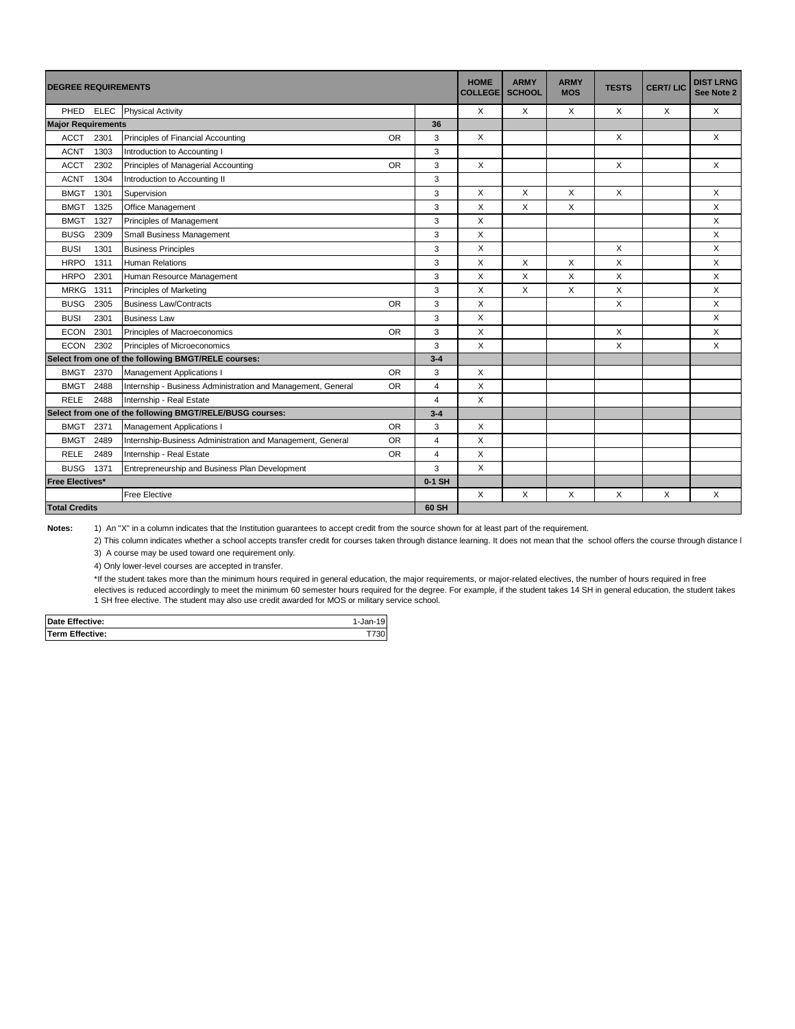| DEGREE REQUIREMENTS | | | | | HOME COLLEGE | ARMY SCHOOL | ARMY MOS | TESTS | CERT/ LIC | DIST LRNG See Note 2 |
|---|---|---|---|---|---|---|---|---|---|---|
| PHED | ELEC | Physical Activity | | | X | X | X | X | X | X |
| **Major Requirements** | | | | **36** | | | | | | |
| ACCT | 2301 | Principles of Financial Accounting | OR | 3 | X | | | X | | X |
| ACNT | 1303 | Introduction to Accounting I | | 3 | | | | | | |
| ACCT | 2302 | Principles of Managerial Accounting | OR | 3 | X | | | X | | X |
| ACNT | 1304 | Introduction to Accounting II | | 3 | | | | | | |
| BMGT | 1301 | Supervision | | 3 | X | X | X | X | | X |
| BMGT | 1325 | Office Management | | 3 | X | X | X | | | X |
| BMGT | 1327 | Principles of Management | | 3 | X | | | | | X |
| BUSG | 2309 | Small Business Management | | 3 | X | | | | | X |
| BUSI | 1301 | Business Principles | | 3 | X | | | X | | X |
| HRPO | 1311 | Human Relations | | 3 | X | X | X | X | | X |
| HRPO | 2301 | Human Resource Management | | 3 | X | X | X | X | | X |
| MRKG | 1311 | Principles of Marketing | | 3 | X | X | X | X | | X |
| BUSG | 2305 | Business Law/Contracts | OR | 3 | X | | | X | | X |
| BUSI | 2301 | Business Law | | 3 | X | | | | | X |
| ECON | 2301 | Principles of Macroeconomics | OR | 3 | X | | | X | | X |
| ECON | 2302 | Principles of Microeconomics | | 3 | X | | | X | | X |
| **Select from one of the following BMGT/RELE courses:** | | | | **3-4** | | | | | | |
| BMGT | 2370 | Management Applications I | OR | 3 | X | | | | | |
| BMGT | 2488 | Internship - Business Administration and Management, General | OR | 4 | X | | | | | |
| RELE | 2488 | Internship - Real Estate | | 4 | X | | | | | |
| **Select from one of the following BMGT/RELE/BUSG courses:** | | | | **3-4** | | | | | | |
| BMGT | 2371 | Management Applications I | OR | 3 | X | | | | | |
| BMGT | 2489 | Internship-Business Administration and Management, General | OR | 4 | X | | | | | |
| RELE | 2489 | Internship - Real Estate | OR | 4 | X | | | | | |
| BUSG | 1371 | Entrepreneurship and Business Plan Development | | 3 | X | | | | | |
| **Free Electives*** | | | | **0-1 SH** | | | | | | |
| | | Free Elective | | | X | X | X | X | X | X |
| **Total Credits** | | | | **60 SH** | | | | | | |

**Notes:**

1) An "X" in a column indicates that the Institution guarantees to accept credit from the source shown for at least part of the requirement.

2) This column indicates whether a school accepts transfer credit for courses taken through distance learning. It does not mean that the school offers the course through distance l

3) A course may be used toward one requirement only.

4) Only lower-level courses are accepted in transfer.

*If the student takes more than the minimum hours required in general education, the major requirements, or major-related electives, the number of hours required in free electives is reduced accordingly to meet the minimum 60 semester hours required for the degree. For example, if the student takes 14 SH in general education, the student takes 1 SH free elective. The student may also use credit awarded for MOS or military service school.

| | |
|---|---|
| **Date Effective:** | 1-Jan-19 |
| **Term Effective:** | T730 |